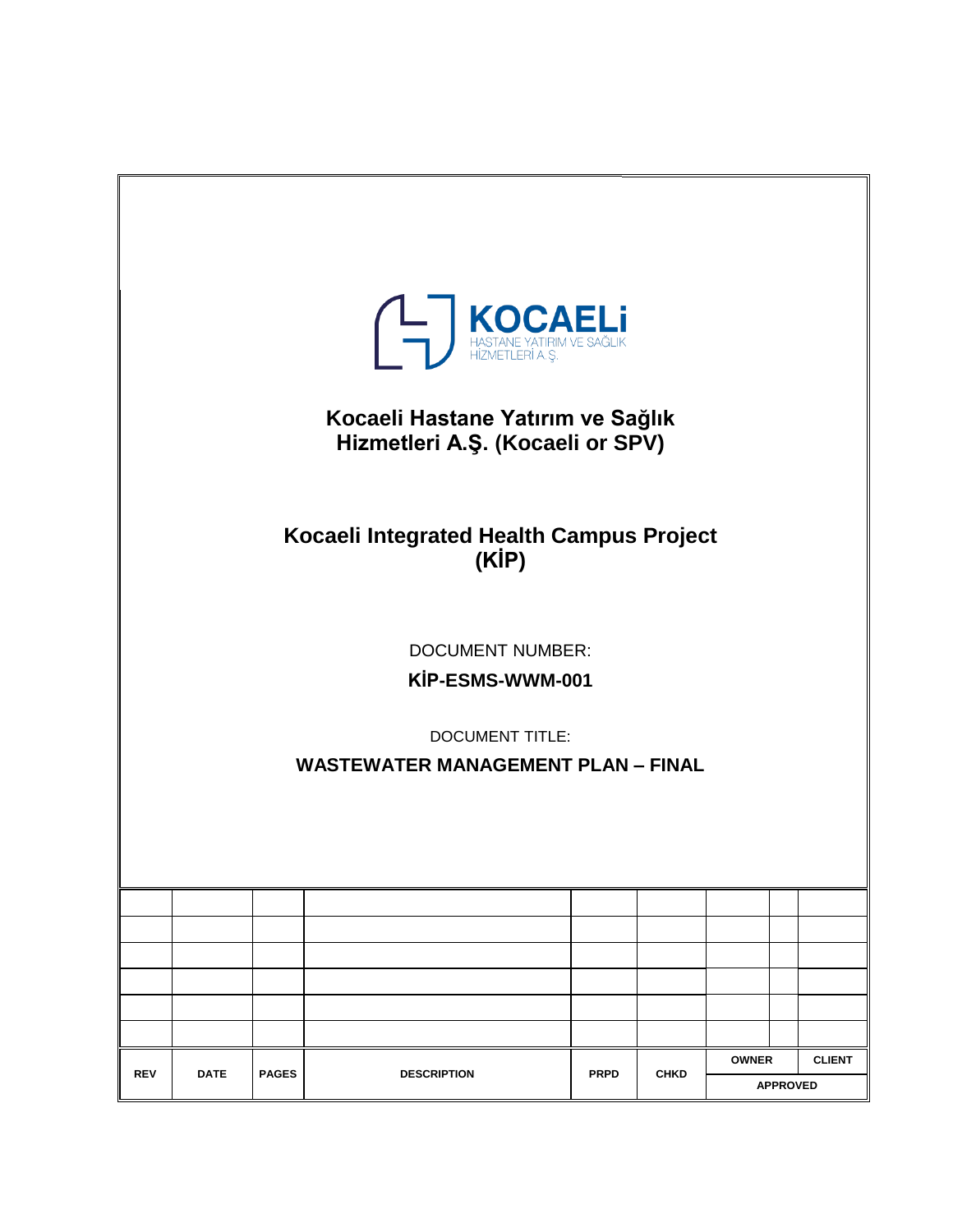KOCAELİ
HASTANE YATIRIM VE SAĞLIK HİZMETLERİ A.Ş.

**Kocaeli Hastane Yatırım ve Sağlık Hizmetleri A.Ş. (Kocaeli or SPV)**

**Kocaeli Integrated Health Campus Project (KİP)**

DOCUMENT NUMBER:

**KİP-ESMS-WWM-001**

DOCUMENT TITLE:

**WASTEWATER MANAGEMENT PLAN – FINAL**

| | | | | | | | |
|---|---|---|---|---|---|---|---|
| | | | | | | | |
| | | | | | | | |
| | | | | | | | |
| | | | | | | | |
| | | | | | | | |
| | | | | | | | |
| **REV** | **DATE** | **PAGES** | **DESCRIPTION** | **PRPD** | **CHKD** | **OWNER** | **CLIENT** |
| | | | | | | **APPROVED** | |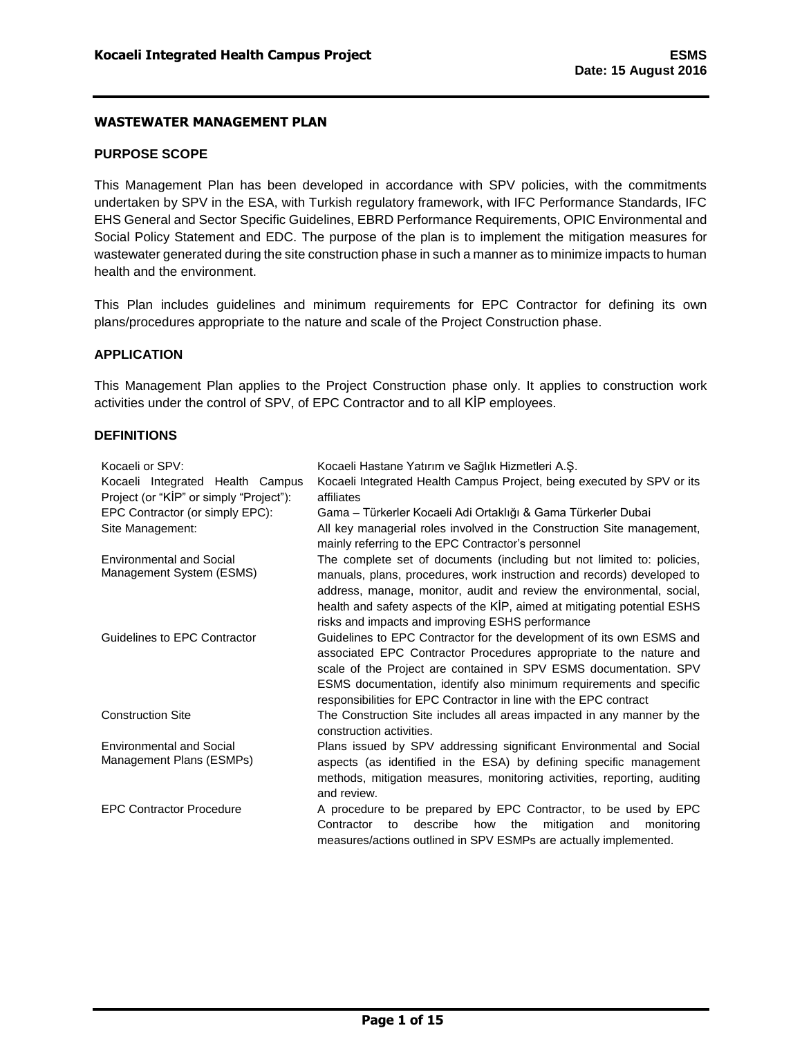## WASTEWATER MANAGEMENT PLAN

### PURPOSE SCOPE

This Management Plan has been developed in accordance with SPV policies, with the commitments undertaken by SPV in the ESA, with Turkish regulatory framework, with IFC Performance Standards, IFC EHS General and Sector Specific Guidelines, EBRD Performance Requirements, OPIC Environmental and Social Policy Statement and EDC. The purpose of the plan is to implement the mitigation measures for wastewater generated during the site construction phase in such a manner as to minimize impacts to human health and the environment.

This Plan includes guidelines and minimum requirements for EPC Contractor for defining its own plans/procedures appropriate to the nature and scale of the Project Construction phase.

### APPLICATION

This Management Plan applies to the Project Construction phase only. It applies to construction work activities under the control of SPV, of EPC Contractor and to all KİP employees.

### DEFINITIONS

| | |
|---|---|
| Kocaeli or SPV: | Kocaeli Hastane Yatırım ve Sağlık Hizmetleri A.Ş. |
| Kocaeli Integrated Health Campus Project (or "KİP" or simply "Project"): | Kocaeli Integrated Health Campus Project, being executed by SPV or its affiliates |
| EPC Contractor (or simply EPC): | Gama – Türkerler Kocaeli Adi Ortaklığı & Gama Türkerler Dubai |
| Site Management: | All key managerial roles involved in the Construction Site management, mainly referring to the EPC Contractor's personnel |
| Environmental and Social Management System (ESMS) | The complete set of documents (including but not limited to: policies, manuals, plans, procedures, work instruction and records) developed to address, manage, monitor, audit and review the environmental, social, health and safety aspects of the KİP, aimed at mitigating potential ESHS risks and impacts and improving ESHS performance |
| Guidelines to EPC Contractor | Guidelines to EPC Contractor for the development of its own ESMS and associated EPC Contractor Procedures appropriate to the nature and scale of the Project are contained in SPV ESMS documentation. SPV ESMS documentation, identify also minimum requirements and specific responsibilities for EPC Contractor in line with the EPC contract |
| Construction Site | The Construction Site includes all areas impacted in any manner by the construction activities. |
| Environmental and Social Management Plans (ESMPs) | Plans issued by SPV addressing significant Environmental and Social aspects (as identified in the ESA) by defining specific management methods, mitigation measures, monitoring activities, reporting, auditing and review. |
| EPC Contractor Procedure | A procedure to be prepared by EPC Contractor, to be used by EPC Contractor to describe how the mitigation and monitoring measures/actions outlined in SPV ESMPs are actually implemented. |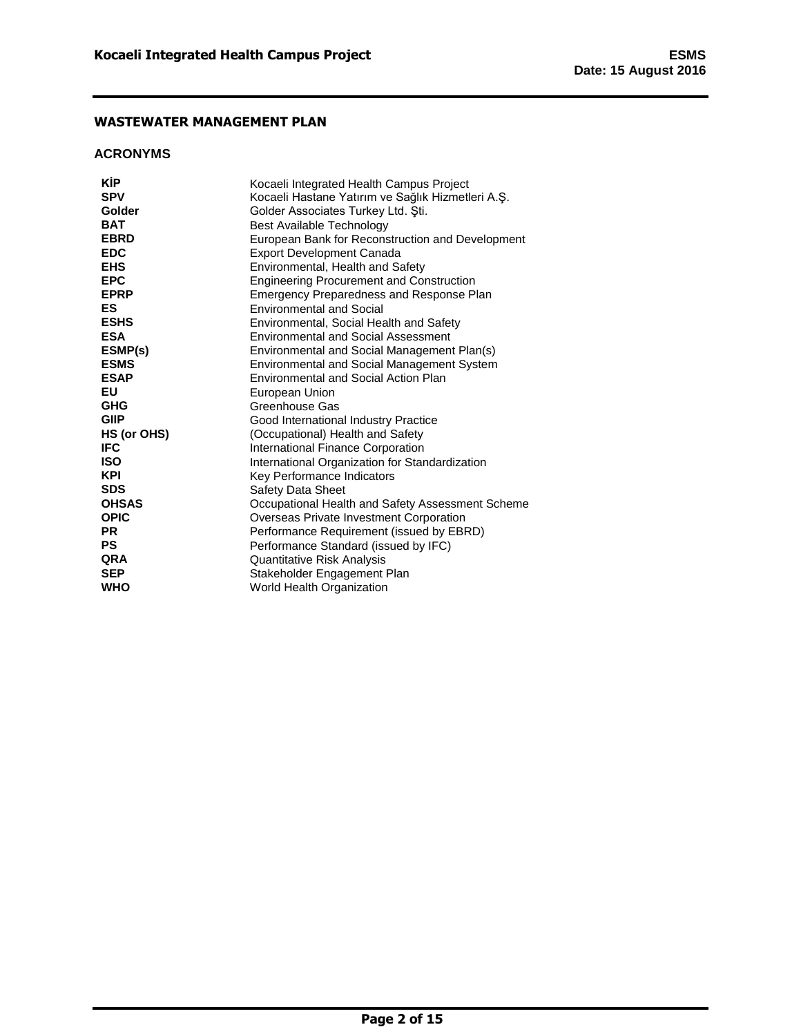## WASTEWATER MANAGEMENT PLAN

### ACRONYMS

| | |
|---|---|
| **KİP** | Kocaeli Integrated Health Campus Project |
| **SPV** | Kocaeli Hastane Yatırım ve Sağlık Hizmetleri A.Ş. |
| **Golder** | Golder Associates Turkey Ltd. Şti. |
| **BAT** | Best Available Technology |
| **EBRD** | European Bank for Reconstruction and Development |
| **EDC** | Export Development Canada |
| **EHS** | Environmental, Health and Safety |
| **EPC** | Engineering Procurement and Construction |
| **EPRP** | Emergency Preparedness and Response Plan |
| **ES** | Environmental and Social |
| **ESHS** | Environmental, Social Health and Safety |
| **ESA** | Environmental and Social Assessment |
| **ESMP(s)** | Environmental and Social Management Plan(s) |
| **ESMS** | Environmental and Social Management System |
| **ESAP** | Environmental and Social Action Plan |
| **EU** | European Union |
| **GHG** | Greenhouse Gas |
| **GIIP** | Good International Industry Practice |
| **HS (or OHS)** | (Occupational) Health and Safety |
| **IFC** | International Finance Corporation |
| **ISO** | International Organization for Standardization |
| **KPI** | Key Performance Indicators |
| **SDS** | Safety Data Sheet |
| **OHSAS** | Occupational Health and Safety Assessment Scheme |
| **OPIC** | Overseas Private Investment Corporation |
| **PR** | Performance Requirement (issued by EBRD) |
| **PS** | Performance Standard (issued by IFC) |
| **QRA** | Quantitative Risk Analysis |
| **SEP** | Stakeholder Engagement Plan |
| **WHO** | World Health Organization |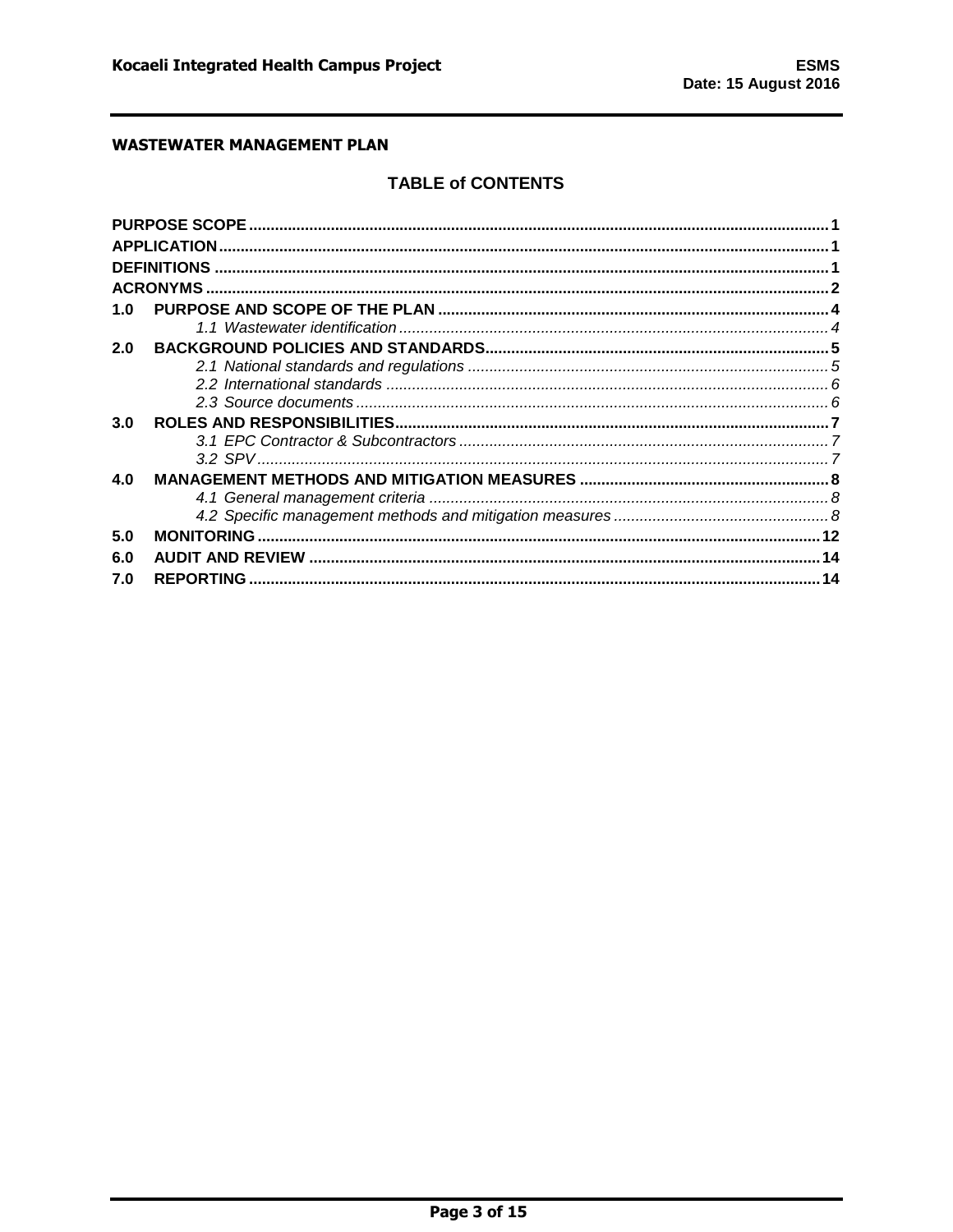**WASTEWATER MANAGEMENT PLAN**

## TABLE of CONTENTS

**PURPOSE SCOPE** ..... 1
**APPLICATION** ..... 1
**DEFINITIONS** ..... 1
**ACRONYMS** ..... 2
**1.0 PURPOSE AND SCOPE OF THE PLAN** ..... 4
- *1.1 Wastewater identification* ..... 4

**2.0 BACKGROUND POLICIES AND STANDARDS** ..... 5
- *2.1 National standards and regulations* ..... 5
- *2.2 International standards* ..... 6
- *2.3 Source documents* ..... 6

**3.0 ROLES AND RESPONSIBILITIES** ..... 7
- *3.1 EPC Contractor & Subcontractors* ..... 7
- *3.2 SPV* ..... 7

**4.0 MANAGEMENT METHODS AND MITIGATION MEASURES** ..... 8
- *4.1 General management criteria* ..... 8
- *4.2 Specific management methods and mitigation measures* ..... 8

**5.0 MONITORING** ..... 12
**6.0 AUDIT AND REVIEW** ..... 14
**7.0 REPORTING** ..... 14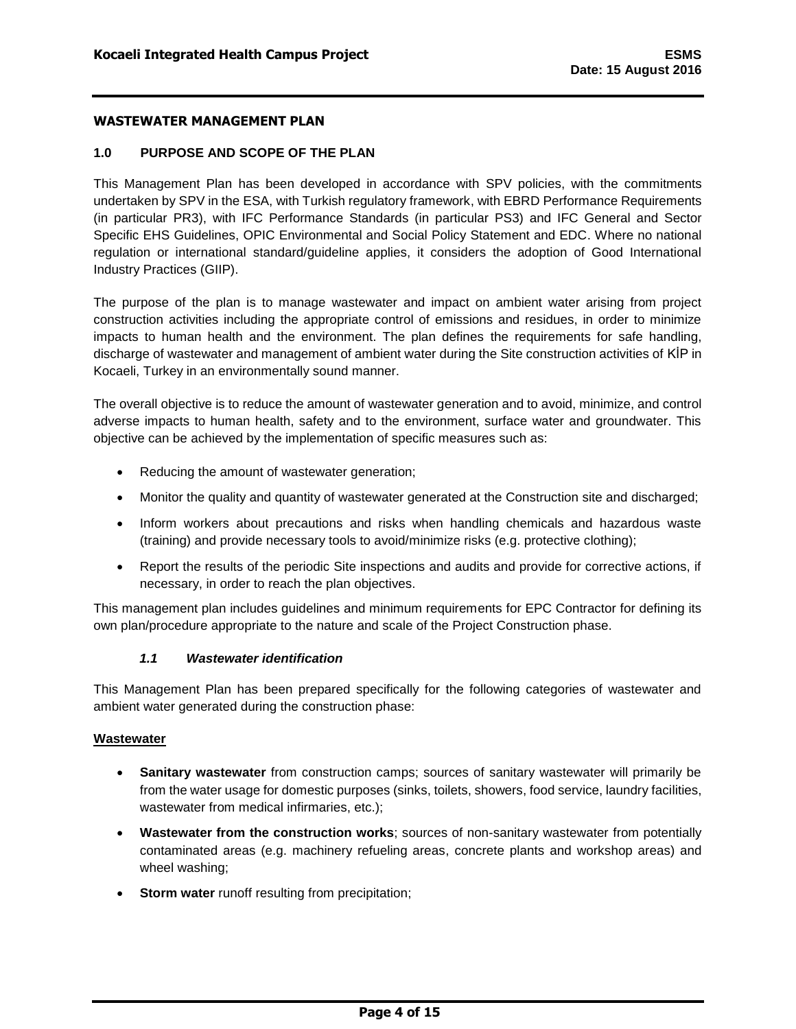## WASTEWATER MANAGEMENT PLAN

### 1.0 PURPOSE AND SCOPE OF THE PLAN

This Management Plan has been developed in accordance with SPV policies, with the commitments undertaken by SPV in the ESA, with Turkish regulatory framework, with EBRD Performance Requirements (in particular PR3), with IFC Performance Standards (in particular PS3) and IFC General and Sector Specific EHS Guidelines, OPIC Environmental and Social Policy Statement and EDC. Where no national regulation or international standard/guideline applies, it considers the adoption of Good International Industry Practices (GIIP).

The purpose of the plan is to manage wastewater and impact on ambient water arising from project construction activities including the appropriate control of emissions and residues, in order to minimize impacts to human health and the environment. The plan defines the requirements for safe handling, discharge of wastewater and management of ambient water during the Site construction activities of KİP in Kocaeli, Turkey in an environmentally sound manner.

The overall objective is to reduce the amount of wastewater generation and to avoid, minimize, and control adverse impacts to human health, safety and to the environment, surface water and groundwater. This objective can be achieved by the implementation of specific measures such as:

- Reducing the amount of wastewater generation;
- Monitor the quality and quantity of wastewater generated at the Construction site and discharged;
- Inform workers about precautions and risks when handling chemicals and hazardous waste (training) and provide necessary tools to avoid/minimize risks (e.g. protective clothing);
- Report the results of the periodic Site inspections and audits and provide for corrective actions, if necessary, in order to reach the plan objectives.

This management plan includes guidelines and minimum requirements for EPC Contractor for defining its own plan/procedure appropriate to the nature and scale of the Project Construction phase.

#### *1.1 Wastewater identification*

This Management Plan has been prepared specifically for the following categories of wastewater and ambient water generated during the construction phase:

**Wastewater**

- **Sanitary wastewater** from construction camps; sources of sanitary wastewater will primarily be from the water usage for domestic purposes (sinks, toilets, showers, food service, laundry facilities, wastewater from medical infirmaries, etc.);
- **Wastewater from the construction works**; sources of non-sanitary wastewater from potentially contaminated areas (e.g. machinery refueling areas, concrete plants and workshop areas) and wheel washing;
- **Storm water** runoff resulting from precipitation;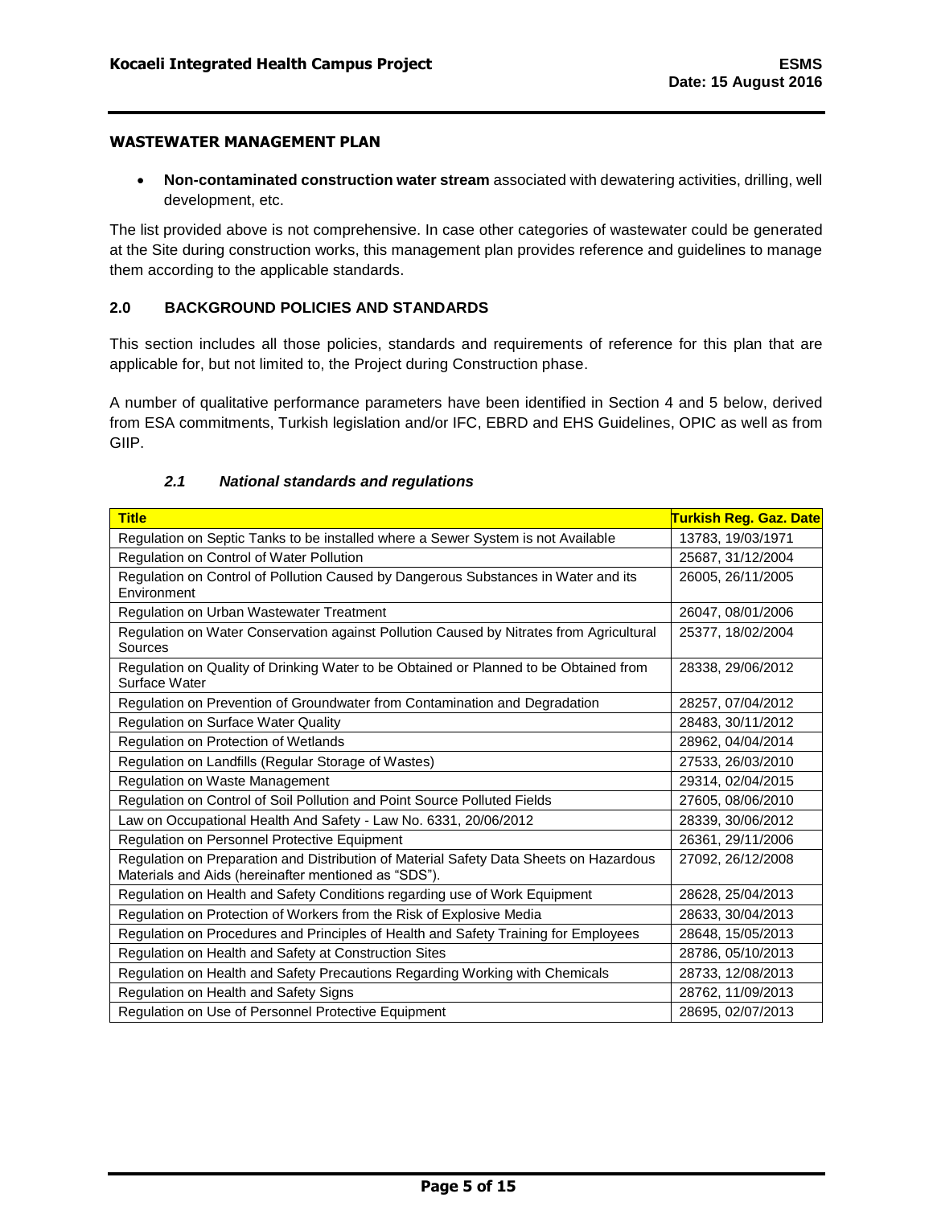- **Non-contaminated construction water stream** associated with dewatering activities, drilling, well development, etc.

The list provided above is not comprehensive. In case other categories of wastewater could be generated at the Site during construction works, this management plan provides reference and guidelines to manage them according to the applicable standards.

## 2.0 BACKGROUND POLICIES AND STANDARDS

This section includes all those policies, standards and requirements of reference for this plan that are applicable for, but not limited to, the Project during Construction phase.

A number of qualitative performance parameters have been identified in Section 4 and 5 below, derived from ESA commitments, Turkish legislation and/or IFC, EBRD and EHS Guidelines, OPIC as well as from GIIP.

### *2.1 National standards and regulations*

| Title | Turkish Reg. Gaz. Date |
|---|---|
| Regulation on Septic Tanks to be installed where a Sewer System is not Available | 13783, 19/03/1971 |
| Regulation on Control of Water Pollution | 25687, 31/12/2004 |
| Regulation on Control of Pollution Caused by Dangerous Substances in Water and its Environment | 26005, 26/11/2005 |
| Regulation on Urban Wastewater Treatment | 26047, 08/01/2006 |
| Regulation on Water Conservation against Pollution Caused by Nitrates from Agricultural Sources | 25377, 18/02/2004 |
| Regulation on Quality of Drinking Water to be Obtained or Planned to be Obtained from Surface Water | 28338, 29/06/2012 |
| Regulation on Prevention of Groundwater from Contamination and Degradation | 28257, 07/04/2012 |
| Regulation on Surface Water Quality | 28483, 30/11/2012 |
| Regulation on Protection of Wetlands | 28962, 04/04/2014 |
| Regulation on Landfills (Regular Storage of Wastes) | 27533, 26/03/2010 |
| Regulation on Waste Management | 29314, 02/04/2015 |
| Regulation on Control of Soil Pollution and Point Source Polluted Fields | 27605, 08/06/2010 |
| Law on Occupational Health And Safety - Law No. 6331, 20/06/2012 | 28339, 30/06/2012 |
| Regulation on Personnel Protective Equipment | 26361, 29/11/2006 |
| Regulation on Preparation and Distribution of Material Safety Data Sheets on Hazardous Materials and Aids (hereinafter mentioned as "SDS"). | 27092, 26/12/2008 |
| Regulation on Health and Safety Conditions regarding use of Work Equipment | 28628, 25/04/2013 |
| Regulation on Protection of Workers from the Risk of Explosive Media | 28633, 30/04/2013 |
| Regulation on Procedures and Principles of Health and Safety Training for Employees | 28648, 15/05/2013 |
| Regulation on Health and Safety at Construction Sites | 28786, 05/10/2013 |
| Regulation on Health and Safety Precautions Regarding Working with Chemicals | 28733, 12/08/2013 |
| Regulation on Health and Safety Signs | 28762, 11/09/2013 |
| Regulation on Use of Personnel Protective Equipment | 28695, 02/07/2013 |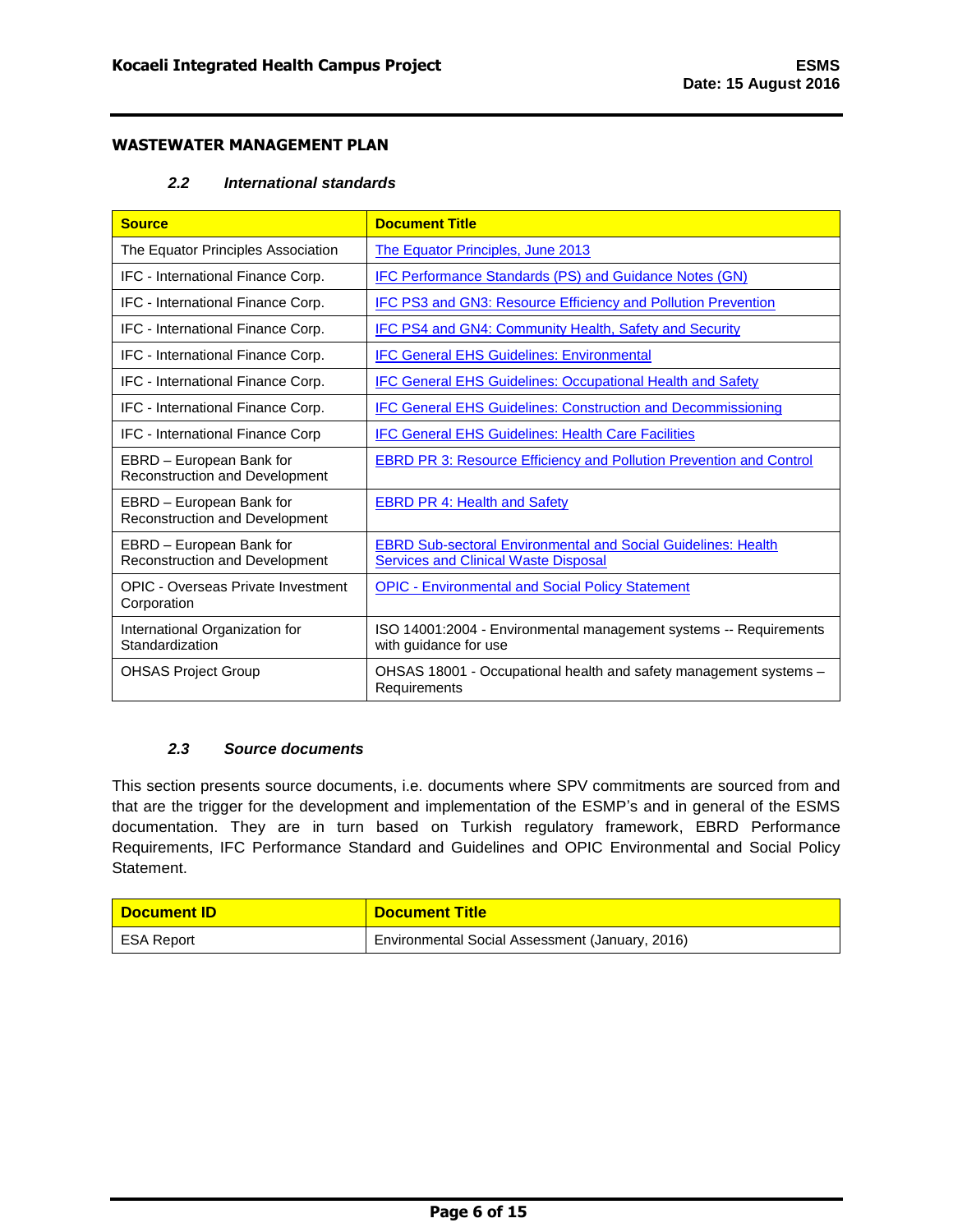**WASTEWATER MANAGEMENT PLAN**

### *2.2 International standards*

| Source | Document Title |
|---|---|
| The Equator Principles Association | The Equator Principles, June 2013 |
| IFC - International Finance Corp. | IFC Performance Standards (PS) and Guidance Notes (GN) |
| IFC - International Finance Corp. | IFC PS3 and GN3: Resource Efficiency and Pollution Prevention |
| IFC - International Finance Corp. | IFC PS4 and GN4: Community Health, Safety and Security |
| IFC - International Finance Corp. | IFC General EHS Guidelines: Environmental |
| IFC - International Finance Corp. | IFC General EHS Guidelines: Occupational Health and Safety |
| IFC - International Finance Corp. | IFC General EHS Guidelines: Construction and Decommissioning |
| IFC - International Finance Corp | IFC General EHS Guidelines: Health Care Facilities |
| EBRD – European Bank for Reconstruction and Development | EBRD PR 3: Resource Efficiency and Pollution Prevention and Control |
| EBRD – European Bank for Reconstruction and Development | EBRD PR 4: Health and Safety |
| EBRD – European Bank for Reconstruction and Development | EBRD Sub-sectoral Environmental and Social Guidelines: Health Services and Clinical Waste Disposal |
| OPIC - Overseas Private Investment Corporation | OPIC - Environmental and Social Policy Statement |
| International Organization for Standardization | ISO 14001:2004 - Environmental management systems -- Requirements with guidance for use |
| OHSAS Project Group | OHSAS 18001 - Occupational health and safety management systems – Requirements |

### *2.3 Source documents*

This section presents source documents, i.e. documents where SPV commitments are sourced from and that are the trigger for the development and implementation of the ESMP's and in general of the ESMS documentation. They are in turn based on Turkish regulatory framework, EBRD Performance Requirements, IFC Performance Standard and Guidelines and OPIC Environmental and Social Policy Statement.

| Document ID | Document Title |
|---|---|
| ESA Report | Environmental Social Assessment (January, 2016) |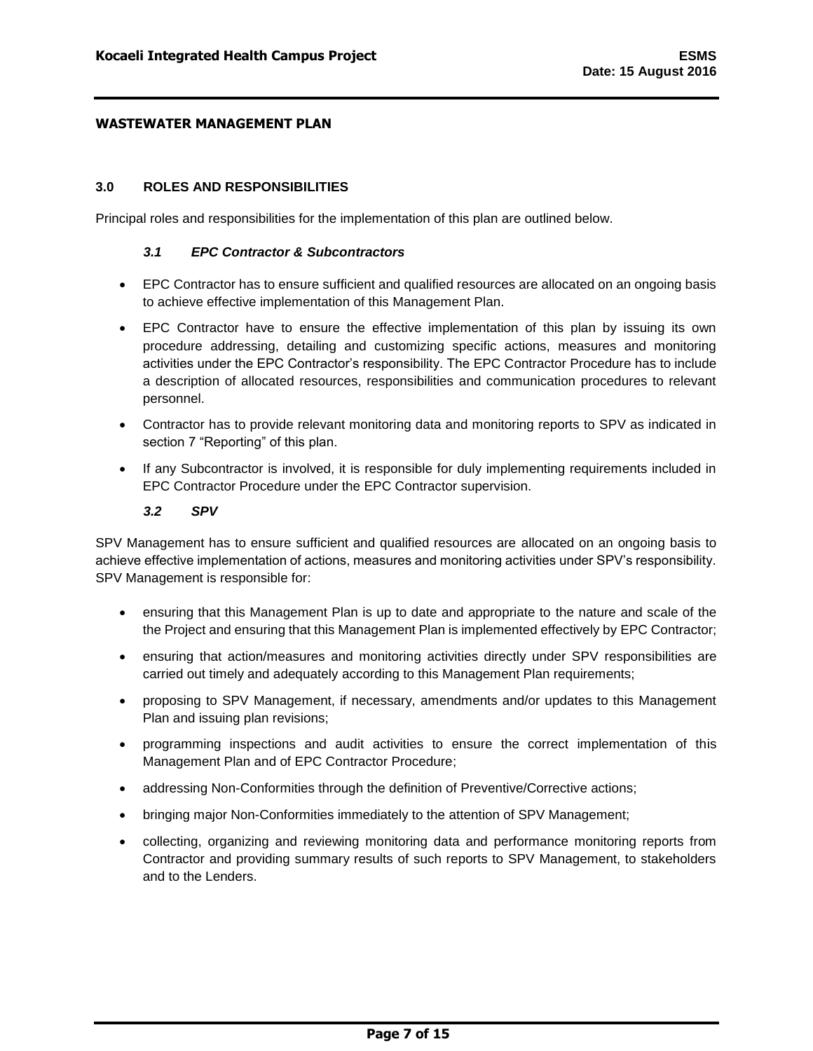## WASTEWATER MANAGEMENT PLAN

## 3.0 ROLES AND RESPONSIBILITIES

Principal roles and responsibilities for the implementation of this plan are outlined below.

### *3.1 EPC Contractor & Subcontractors*

- EPC Contractor has to ensure sufficient and qualified resources are allocated on an ongoing basis to achieve effective implementation of this Management Plan.
- EPC Contractor have to ensure the effective implementation of this plan by issuing its own procedure addressing, detailing and customizing specific actions, measures and monitoring activities under the EPC Contractor's responsibility. The EPC Contractor Procedure has to include a description of allocated resources, responsibilities and communication procedures to relevant personnel.
- Contractor has to provide relevant monitoring data and monitoring reports to SPV as indicated in section 7 "Reporting" of this plan.
- If any Subcontractor is involved, it is responsible for duly implementing requirements included in EPC Contractor Procedure under the EPC Contractor supervision.

### *3.2 SPV*

SPV Management has to ensure sufficient and qualified resources are allocated on an ongoing basis to achieve effective implementation of actions, measures and monitoring activities under SPV's responsibility. SPV Management is responsible for:

- ensuring that this Management Plan is up to date and appropriate to the nature and scale of the the Project and ensuring that this Management Plan is implemented effectively by EPC Contractor;
- ensuring that action/measures and monitoring activities directly under SPV responsibilities are carried out timely and adequately according to this Management Plan requirements;
- proposing to SPV Management, if necessary, amendments and/or updates to this Management Plan and issuing plan revisions;
- programming inspections and audit activities to ensure the correct implementation of this Management Plan and of EPC Contractor Procedure;
- addressing Non-Conformities through the definition of Preventive/Corrective actions;
- bringing major Non-Conformities immediately to the attention of SPV Management;
- collecting, organizing and reviewing monitoring data and performance monitoring reports from Contractor and providing summary results of such reports to SPV Management, to stakeholders and to the Lenders.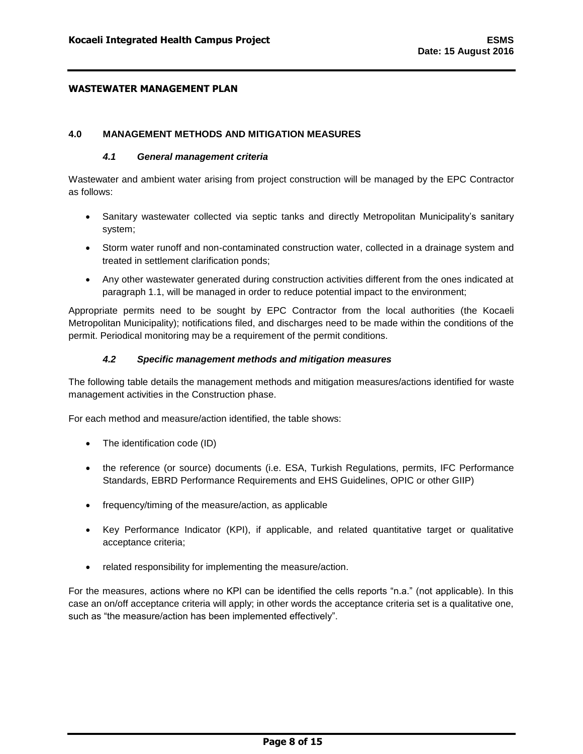## WASTEWATER MANAGEMENT PLAN

## 4.0 MANAGEMENT METHODS AND MITIGATION MEASURES

### *4.1 General management criteria*

Wastewater and ambient water arising from project construction will be managed by the EPC Contractor as follows:

- Sanitary wastewater collected via septic tanks and directly Metropolitan Municipality's sanitary system;
- Storm water runoff and non-contaminated construction water, collected in a drainage system and treated in settlement clarification ponds;
- Any other wastewater generated during construction activities different from the ones indicated at paragraph 1.1, will be managed in order to reduce potential impact to the environment;

Appropriate permits need to be sought by EPC Contractor from the local authorities (the Kocaeli Metropolitan Municipality); notifications filed, and discharges need to be made within the conditions of the permit. Periodical monitoring may be a requirement of the permit conditions.

### *4.2 Specific management methods and mitigation measures*

The following table details the management methods and mitigation measures/actions identified for waste management activities in the Construction phase.

For each method and measure/action identified, the table shows:

- The identification code (ID)
- the reference (or source) documents (i.e. ESA, Turkish Regulations, permits, IFC Performance Standards, EBRD Performance Requirements and EHS Guidelines, OPIC or other GIIP)
- frequency/timing of the measure/action, as applicable
- Key Performance Indicator (KPI), if applicable, and related quantitative target or qualitative acceptance criteria;
- related responsibility for implementing the measure/action.

For the measures, actions where no KPI can be identified the cells reports "n.a." (not applicable). In this case an on/off acceptance criteria will apply; in other words the acceptance criteria set is a qualitative one, such as "the measure/action has been implemented effectively".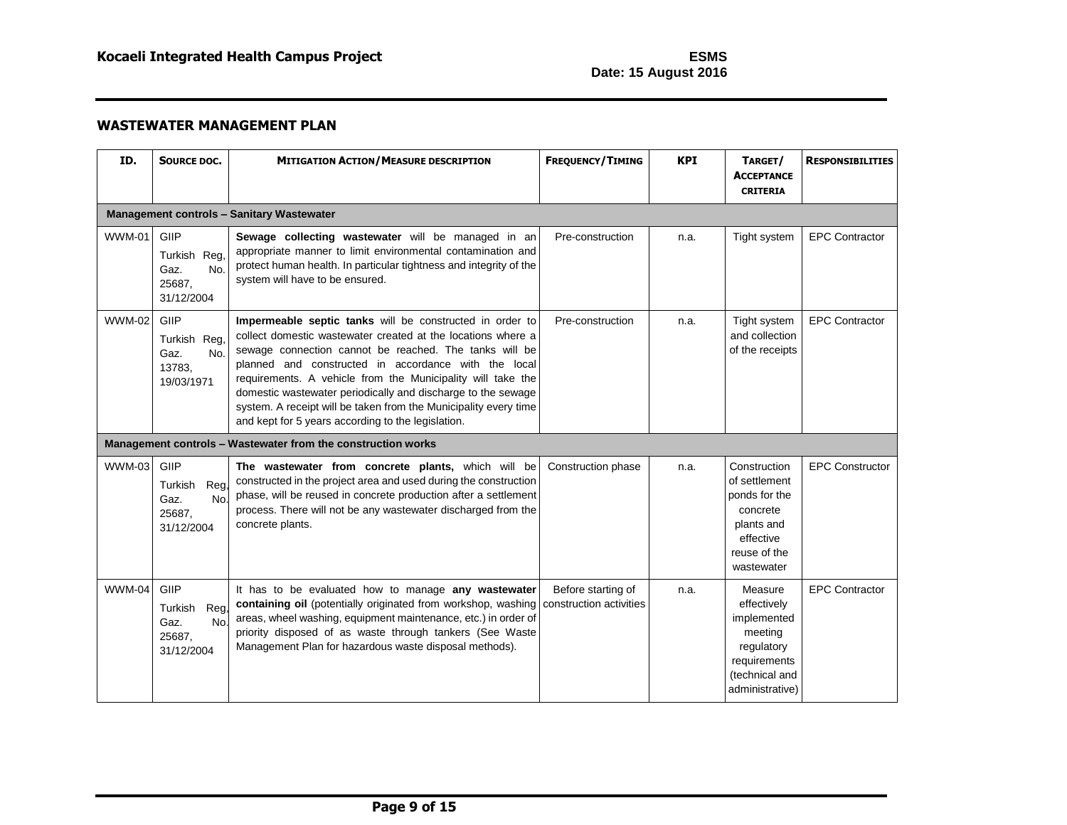## WASTEWATER MANAGEMENT PLAN

| ID. | SOURCE DOC. | MITIGATION ACTION/MEASURE DESCRIPTION | FREQUENCY/TIMING | KPI | TARGET/ ACCEPTANCE CRITERIA | RESPONSIBILITIES |
|---|---|---|---|---|---|---|
| **Management controls – Sanitary Wastewater** | | | | | | |
| WWM-01 | GIIP Turkish Reg, Gaz. No. 25687, 31/12/2004 | **Sewage collecting wastewater** will be managed in an appropriate manner to limit environmental contamination and protect human health. In particular tightness and integrity of the system will have to be ensured. | Pre-construction | n.a. | Tight system | EPC Contractor |
| WWM-02 | GIIP Turkish Reg, Gaz. No. 13783, 19/03/1971 | **Impermeable septic tanks** will be constructed in order to collect domestic wastewater created at the locations where a sewage connection cannot be reached. The tanks will be planned and constructed in accordance with the local requirements. A vehicle from the Municipality will take the domestic wastewater periodically and discharge to the sewage system. A receipt will be taken from the Municipality every time and kept for 5 years according to the legislation. | Pre-construction | n.a. | Tight system and collection of the receipts | EPC Contractor |
| **Management controls – Wastewater from the construction works** | | | | | | |
| WWM-03 | GIIP Turkish Reg, Gaz. No. 25687, 31/12/2004 | **The wastewater from concrete plants,** which will be constructed in the project area and used during the construction phase, will be reused in concrete production after a settlement process. There will not be any wastewater discharged from the concrete plants. | Construction phase | n.a. | Construction of settlement ponds for the concrete plants and effective reuse of the wastewater | EPC Constructor |
| WWM-04 | GIIP Turkish Reg, Gaz. No. 25687, 31/12/2004 | It has to be evaluated how to manage **any wastewater containing oil** (potentially originated from workshop, washing areas, wheel washing, equipment maintenance, etc.) in order of priority disposed of as waste through tankers (See Waste Management Plan for hazardous waste disposal methods). | Before starting of construction activities | n.a. | Measure effectively implemented meeting regulatory requirements (technical and administrative) | EPC Contractor |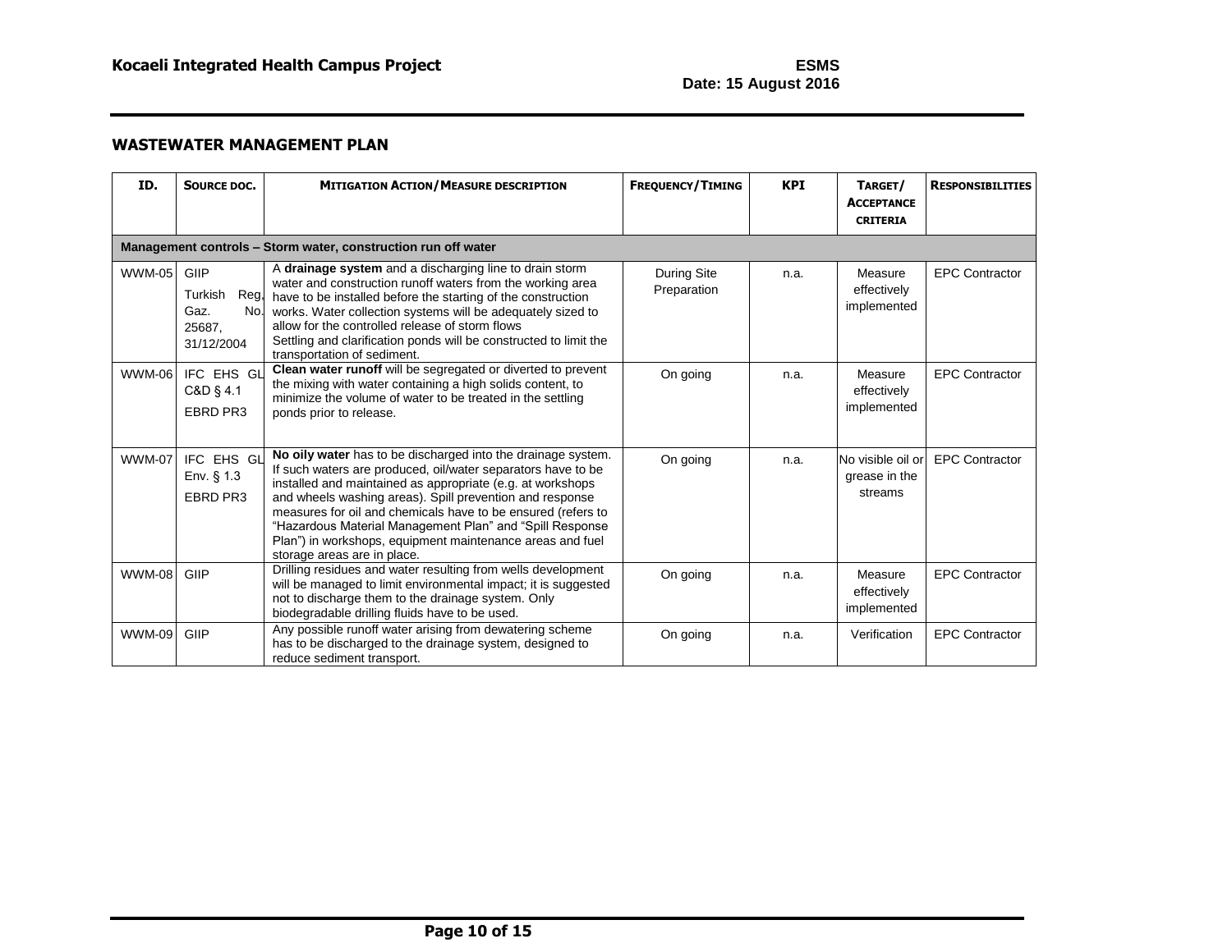## WASTEWATER MANAGEMENT PLAN

| ID. | SOURCE DOC. | MITIGATION ACTION/MEASURE DESCRIPTION | FREQUENCY/TIMING | KPI | TARGET/ ACCEPTANCE CRITERIA | RESPONSIBILITIES |
|---|---|---|---|---|---|---|
| **Management controls – Storm water, construction run off water** | | | | | | |
| WWM-05 | GIIP<br>Turkish Reg. Gaz. No. 25687, 31/12/2004 | A **drainage system** and a discharging line to drain storm water and construction runoff waters from the working area have to be installed before the starting of the construction works. Water collection systems will be adequately sized to allow for the controlled release of storm flows<br>Settling and clarification ponds will be constructed to limit the transportation of sediment. | During Site Preparation | n.a. | Measure effectively implemented | EPC Contractor |
| WWM-06 | IFC EHS GL C&D § 4.1<br>EBRD PR3 | **Clean water runoff** will be segregated or diverted to prevent the mixing with water containing a high solids content, to minimize the volume of water to be treated in the settling ponds prior to release. | On going | n.a. | Measure effectively implemented | EPC Contractor |
| WWM-07 | IFC EHS GL Env. § 1.3<br>EBRD PR3 | **No oily water** has to be discharged into the drainage system. If such waters are produced, oil/water separators have to be installed and maintained as appropriate (e.g. at workshops and wheels washing areas). Spill prevention and response measures for oil and chemicals have to be ensured (refers to "Hazardous Material Management Plan" and "Spill Response Plan") in workshops, equipment maintenance areas and fuel storage areas are in place. | On going | n.a. | No visible oil or grease in the streams | EPC Contractor |
| WWM-08 | GIIP | Drilling residues and water resulting from wells development will be managed to limit environmental impact; it is suggested not to discharge them to the drainage system. Only biodegradable drilling fluids have to be used. | On going | n.a. | Measure effectively implemented | EPC Contractor |
| WWM-09 | GIIP | Any possible runoff water arising from dewatering scheme has to be discharged to the drainage system, designed to reduce sediment transport. | On going | n.a. | Verification | EPC Contractor |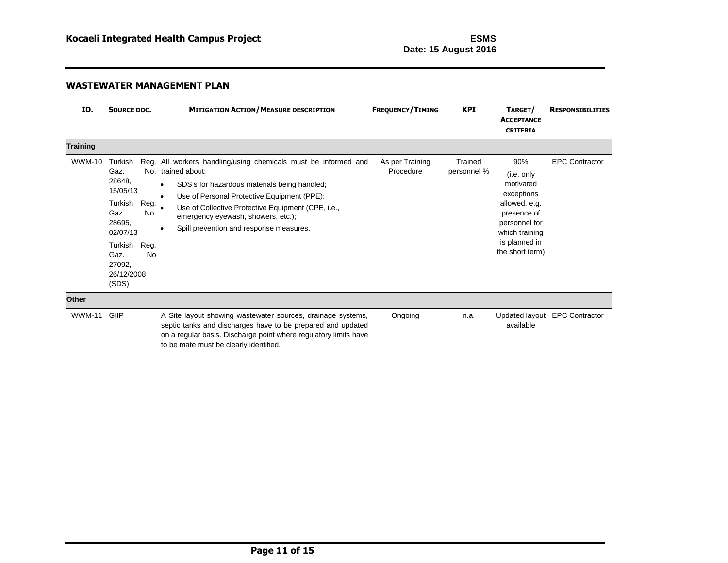## WASTEWATER MANAGEMENT PLAN

| ID. | SOURCE DOC. | MITIGATION ACTION/MEASURE DESCRIPTION | FREQUENCY/TIMING | KPI | TARGET/ ACCEPTANCE CRITERIA | RESPONSIBILITIES |
|---|---|---|---|---|---|---|
| **Training** | | | | | | |
| WWM-10 | Turkish Reg. Gaz. No. 28648, 15/05/13<br>Turkish Reg. Gaz. No. 28695, 02/07/13<br>Turkish Reg. Gaz. No 27092, 26/12/2008 (SDS) | All workers handling/using chemicals must be informed and trained about:<br>• SDS's for hazardous materials being handled;<br>• Use of Personal Protective Equipment (PPE);<br>• Use of Collective Protective Equipment (CPE, i.e., emergency eyewash, showers, etc.);<br>• Spill prevention and response measures. | As per Training Procedure | Trained personnel % | 90%<br>(i.e. only motivated exceptions allowed, e.g. presence of personnel for which training is planned in the short term) | EPC Contractor |
| **Other** | | | | | | |
| WWM-11 | GIIP | A Site layout showing wastewater sources, drainage systems, septic tanks and discharges have to be prepared and updated on a regular basis. Discharge point where regulatory limits have to be mate must be clearly identified. | Ongoing | n.a. | Updated layout available | EPC Contractor |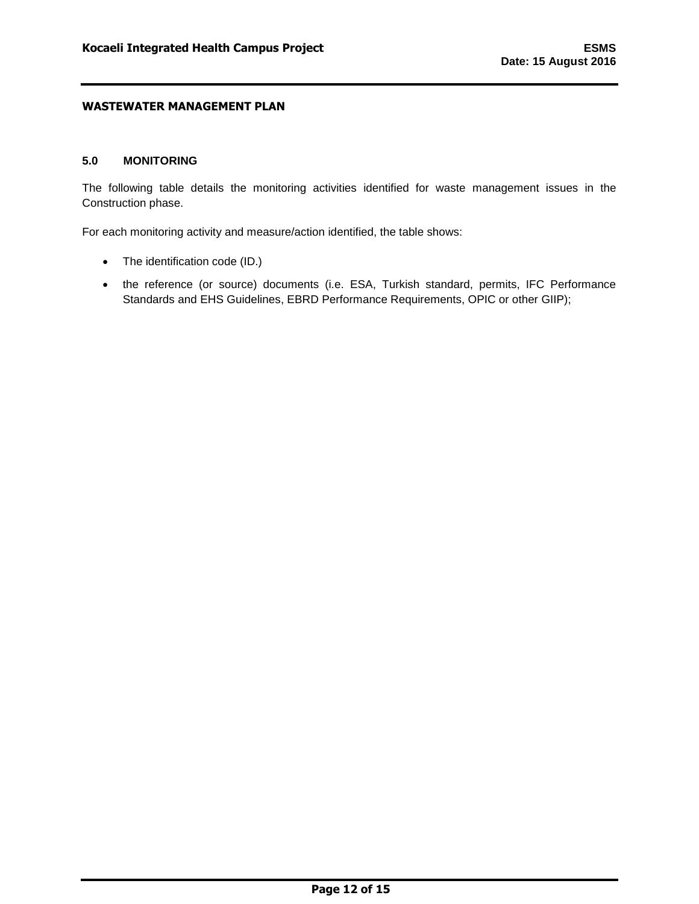**WASTEWATER MANAGEMENT PLAN**

## 5.0 MONITORING

The following table details the monitoring activities identified for waste management issues in the Construction phase.

For each monitoring activity and measure/action identified, the table shows:

- The identification code (ID.)
- the reference (or source) documents (i.e. ESA, Turkish standard, permits, IFC Performance Standards and EHS Guidelines, EBRD Performance Requirements, OPIC or other GIIP);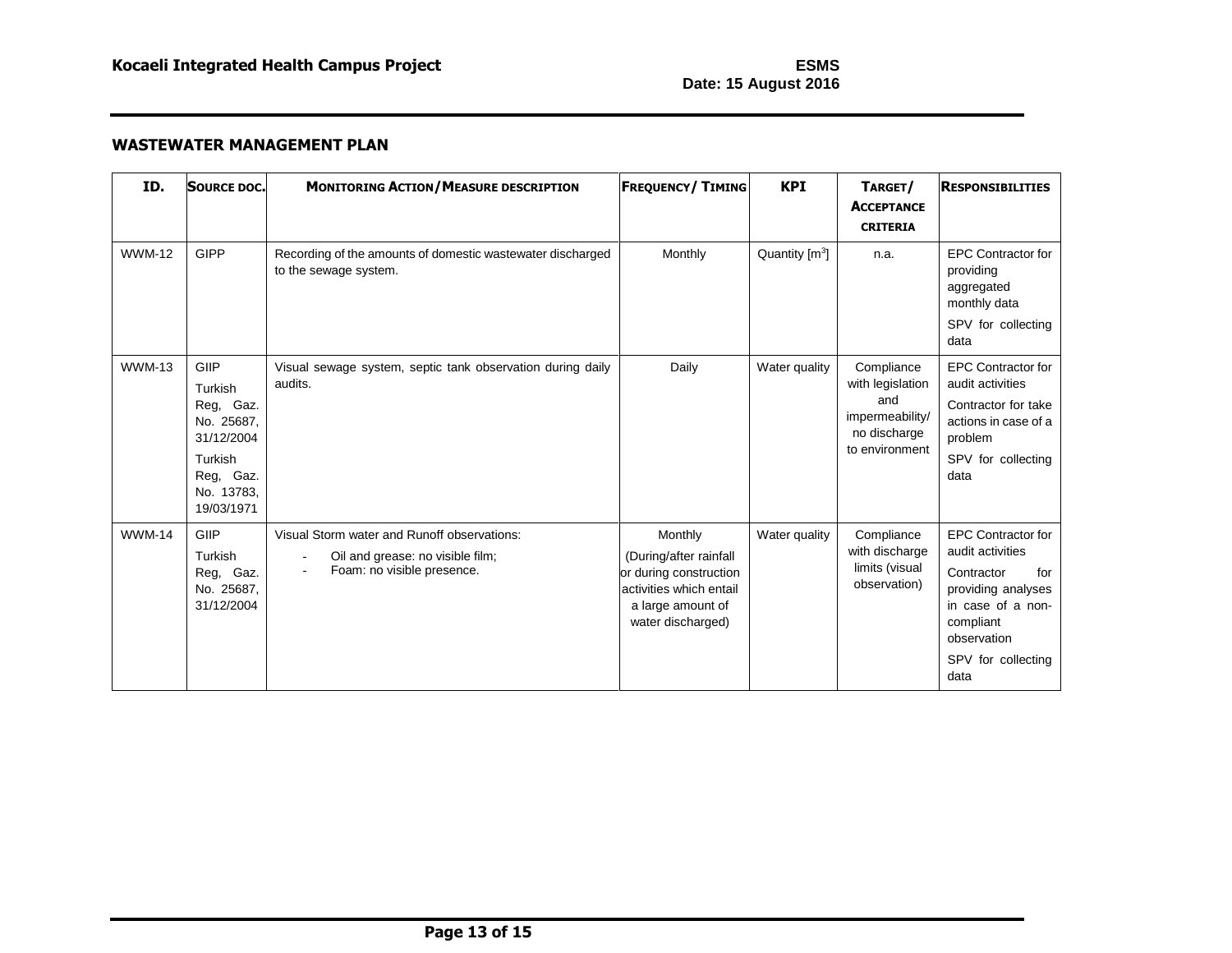## WASTEWATER MANAGEMENT PLAN

| ID. | Source doc. | Monitoring Action/Measure description | Frequency/ Timing | KPI | Target/ Acceptance criteria | Responsibilities |
|---|---|---|---|---|---|---|
| WWM-12 | GIPP | Recording of the amounts of domestic wastewater discharged to the sewage system. | Monthly | Quantity [$m^3$] | n.a. | EPC Contractor for providing aggregated monthly data<br>SPV for collecting data |
| WWM-13 | GIIP<br>Turkish Reg, Gaz. No. 25687, 31/12/2004<br>Turkish Reg, Gaz. No. 13783, 19/03/1971 | Visual sewage system, septic tank observation during daily audits. | Daily | Water quality | Compliance with legislation and impermeability/ no discharge to environment | EPC Contractor for audit activities<br>Contractor for take actions in case of a problem<br>SPV for collecting data |
| WWM-14 | GIIP<br>Turkish Reg, Gaz. No. 25687, 31/12/2004 | Visual Storm water and Runoff observations:<br>- Oil and grease: no visible film;<br>- Foam: no visible presence. | Monthly<br>(During/after rainfall or during construction activities which entail a large amount of water discharged) | Water quality | Compliance with discharge limits (visual observation) | EPC Contractor for audit activities<br>Contractor for providing analyses in case of a non-compliant observation<br>SPV for collecting data |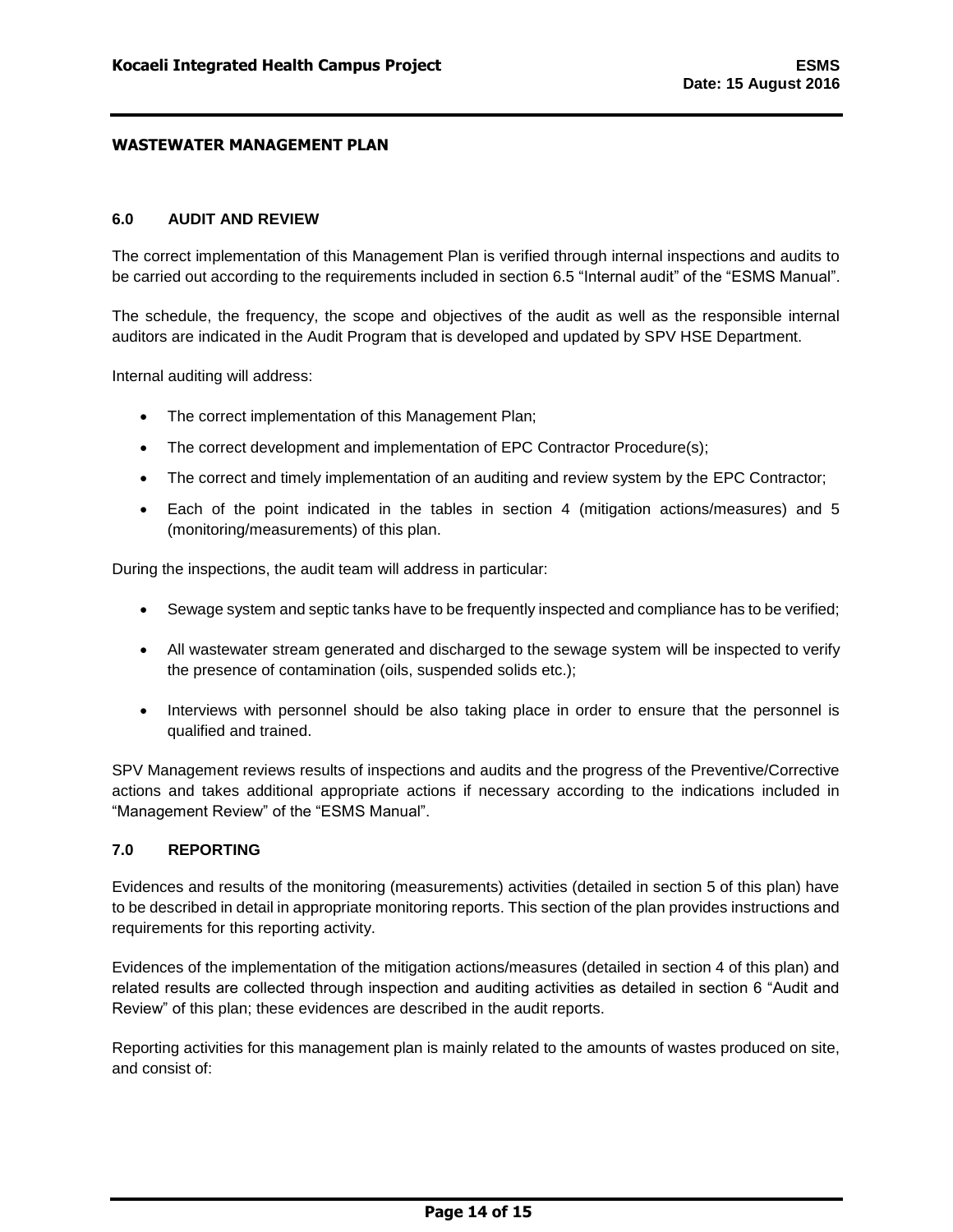## WASTEWATER MANAGEMENT PLAN

### 6.0 AUDIT AND REVIEW

The correct implementation of this Management Plan is verified through internal inspections and audits to be carried out according to the requirements included in section 6.5 "Internal audit" of the "ESMS Manual".

The schedule, the frequency, the scope and objectives of the audit as well as the responsible internal auditors are indicated in the Audit Program that is developed and updated by SPV HSE Department.

Internal auditing will address:

- The correct implementation of this Management Plan;
- The correct development and implementation of EPC Contractor Procedure(s);
- The correct and timely implementation of an auditing and review system by the EPC Contractor;
- Each of the point indicated in the tables in section 4 (mitigation actions/measures) and 5 (monitoring/measurements) of this plan.

During the inspections, the audit team will address in particular:

- Sewage system and septic tanks have to be frequently inspected and compliance has to be verified;
- All wastewater stream generated and discharged to the sewage system will be inspected to verify the presence of contamination (oils, suspended solids etc.);
- Interviews with personnel should be also taking place in order to ensure that the personnel is qualified and trained.

SPV Management reviews results of inspections and audits and the progress of the Preventive/Corrective actions and takes additional appropriate actions if necessary according to the indications included in "Management Review" of the "ESMS Manual".

### 7.0 REPORTING

Evidences and results of the monitoring (measurements) activities (detailed in section 5 of this plan) have to be described in detail in appropriate monitoring reports. This section of the plan provides instructions and requirements for this reporting activity.

Evidences of the implementation of the mitigation actions/measures (detailed in section 4 of this plan) and related results are collected through inspection and auditing activities as detailed in section 6 "Audit and Review" of this plan; these evidences are described in the audit reports.

Reporting activities for this management plan is mainly related to the amounts of wastes produced on site, and consist of: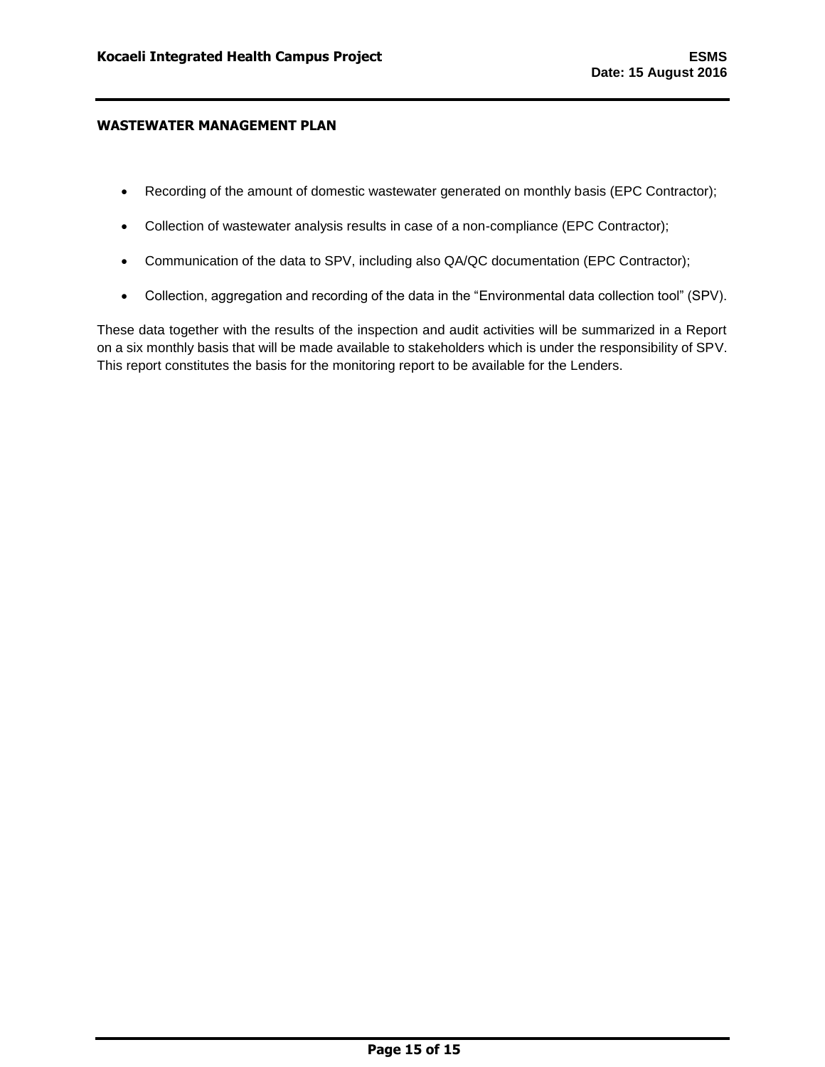**WASTEWATER MANAGEMENT PLAN**

- Recording of the amount of domestic wastewater generated on monthly basis (EPC Contractor);
- Collection of wastewater analysis results in case of a non-compliance (EPC Contractor);
- Communication of the data to SPV, including also QA/QC documentation (EPC Contractor);
- Collection, aggregation and recording of the data in the "Environmental data collection tool" (SPV).

These data together with the results of the inspection and audit activities will be summarized in a Report on a six monthly basis that will be made available to stakeholders which is under the responsibility of SPV. This report constitutes the basis for the monitoring report to be available for the Lenders.